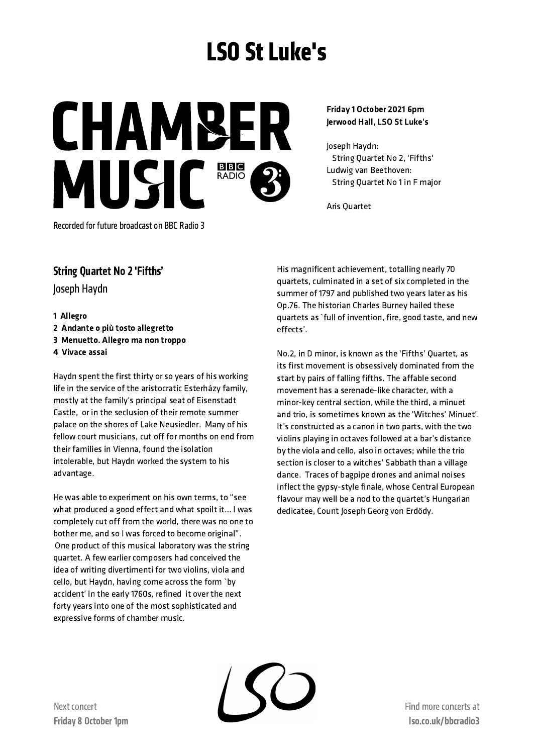# LSO St Luke's

# CHAMBER MUSIC

BBC RADIO 3

Recorded for future broadcast on BBC Radio 3

**Friday 1 October 2021 6pm**
**Jerwood Hall, LSO St Luke's**

Joseph Haydn:
String Quartet No 2, 'Fifths'
Ludwig van Beethoven:
String Quartet No 1 in F major

Aris Quartet

## String Quartet No 2 'Fifths'

### Joseph Haydn

**1 Allegro**
**2 Andante o più tosto allegretto**
**3 Menuetto. Allegro ma non troppo**
**4 Vivace assai**

Haydn spent the first thirty or so years of his working life in the service of the aristocratic Esterházy family, mostly at the family's principal seat of Eisenstadt Castle, or in the seclusion of their remote summer palace on the shores of Lake Neusiedler. Many of his fellow court musicians, cut off for months on end from their families in Vienna, found the isolation intolerable, but Haydn worked the system to his advantage.

He was able to experiment on his own terms, to "see what produced a good effect and what spoilt it… I was completely cut off from the world, there was no one to bother me, and so I was forced to become original". One product of this musical laboratory was the string quartet. A few earlier composers had conceived the idea of writing divertimenti for two violins, viola and cello, but Haydn, having come across the form `by accident' in the early 1760s, refined it over the next forty years into one of the most sophisticated and expressive forms of chamber music.

His magnificent achievement, totalling nearly 70 quartets, culminated in a set of six completed in the summer of 1797 and published two years later as his Op.76. The historian Charles Burney hailed these quartets as `full of invention, fire, good taste, and new effects'.

No.2, in D minor, is known as the 'Fifths' Quartet, as its first movement is obsessively dominated from the start by pairs of falling fifths. The affable second movement has a serenade-like character, with a minor-key central section, while the third, a minuet and trio, is sometimes known as the 'Witches' Minuet'. It's constructed as a canon in two parts, with the two violins playing in octaves followed at a bar's distance by the viola and cello, also in octaves; while the trio section is closer to a witches' Sabbath than a village dance. Traces of bagpipe drones and animal noises inflect the gypsy-style finale, whose Central European flavour may well be a nod to the quartet's Hungarian dedicatee, Count Joseph Georg von Erdödy.

Next concert
**Friday 8 October 1pm**

Find more concerts at
**lso.co.uk/bbcradio3**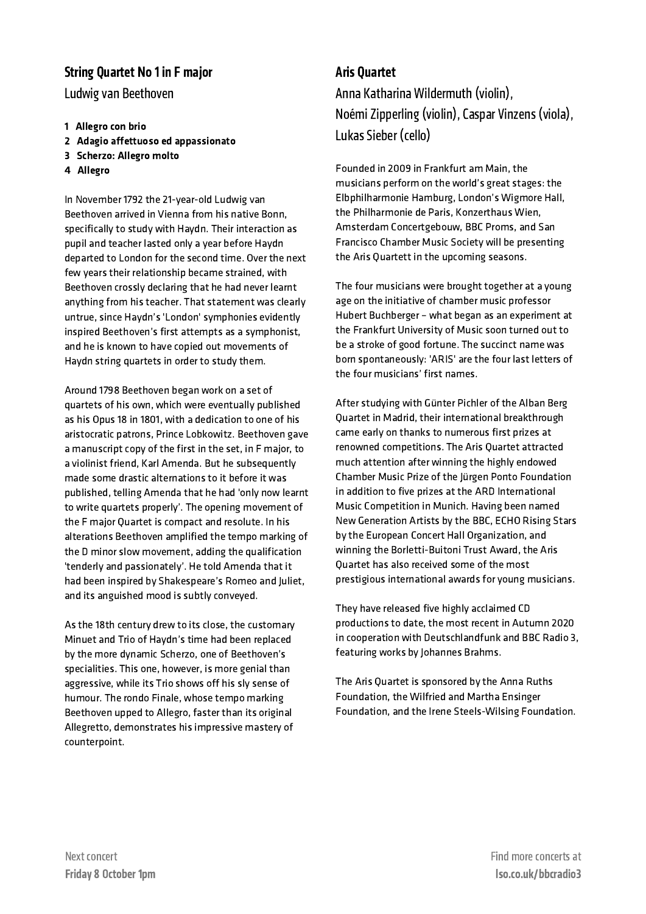## String Quartet No 1 in F major

Ludwig van Beethoven

1. **Allegro con brio**
2. **Adagio affettuoso ed appassionato**
3. **Scherzo: Allegro molto**
4. **Allegro**

In November 1792 the 21-year-old Ludwig van Beethoven arrived in Vienna from his native Bonn, specifically to study with Haydn. Their interaction as pupil and teacher lasted only a year before Haydn departed to London for the second time. Over the next few years their relationship became strained, with Beethoven crossly declaring that he had never learnt anything from his teacher. That statement was clearly untrue, since Haydn's 'London' symphonies evidently inspired Beethoven's first attempts as a symphonist, and he is known to have copied out movements of Haydn string quartets in order to study them.

Around 1798 Beethoven began work on a set of quartets of his own, which were eventually published as his Opus 18 in 1801, with a dedication to one of his aristocratic patrons, Prince Lobkowitz. Beethoven gave a manuscript copy of the first in the set, in F major, to a violinist friend, Karl Amenda. But he subsequently made some drastic alternations to it before it was published, telling Amenda that he had 'only now learnt to write quartets properly'. The opening movement of the F major Quartet is compact and resolute. In his alterations Beethoven amplified the tempo marking of the D minor slow movement, adding the qualification 'tenderly and passionately'. He told Amenda that it had been inspired by Shakespeare's Romeo and Juliet, and its anguished mood is subtly conveyed.

As the 18th century drew to its close, the customary Minuet and Trio of Haydn's time had been replaced by the more dynamic Scherzo, one of Beethoven's specialities. This one, however, is more genial than aggressive, while its Trio shows off his sly sense of humour. The rondo Finale, whose tempo marking Beethoven upped to Allegro, faster than its original Allegretto, demonstrates his impressive mastery of counterpoint.

## Aris Quartet

Anna Katharina Wildermuth (violin), Noémi Zipperling (violin), Caspar Vinzens (viola), Lukas Sieber (cello)

Founded in 2009 in Frankfurt am Main, the musicians perform on the world's great stages: the Elbphilharmonie Hamburg, London's Wigmore Hall, the Philharmonie de Paris, Konzerthaus Wien, Amsterdam Concertgebouw, BBC Proms, and San Francisco Chamber Music Society will be presenting the Aris Quartett in the upcoming seasons.

The four musicians were brought together at a young age on the initiative of chamber music professor Hubert Buchberger – what began as an experiment at the Frankfurt University of Music soon turned out to be a stroke of good fortune. The succinct name was born spontaneously: 'ARIS' are the four last letters of the four musicians' first names.

After studying with Günter Pichler of the Alban Berg Quartet in Madrid, their international breakthrough came early on thanks to numerous first prizes at renowned competitions. The Aris Quartet attracted much attention after winning the highly endowed Chamber Music Prize of the Jürgen Ponto Foundation in addition to five prizes at the ARD International Music Competition in Munich. Having been named New Generation Artists by the BBC, ECHO Rising Stars by the European Concert Hall Organization, and winning the Borletti-Buitoni Trust Award, the Aris Quartet has also received some of the most prestigious international awards for young musicians.

They have released five highly acclaimed CD productions to date, the most recent in Autumn 2020 in cooperation with Deutschlandfunk and BBC Radio 3, featuring works by Johannes Brahms.

The Aris Quartet is sponsored by the Anna Ruths Foundation, the Wilfried and Martha Ensinger Foundation, and the Irene Steels-Wilsing Foundation.

Next concert
**Friday 8 October 1pm**

Find more concerts at
**lso.co.uk/bbcradio3**